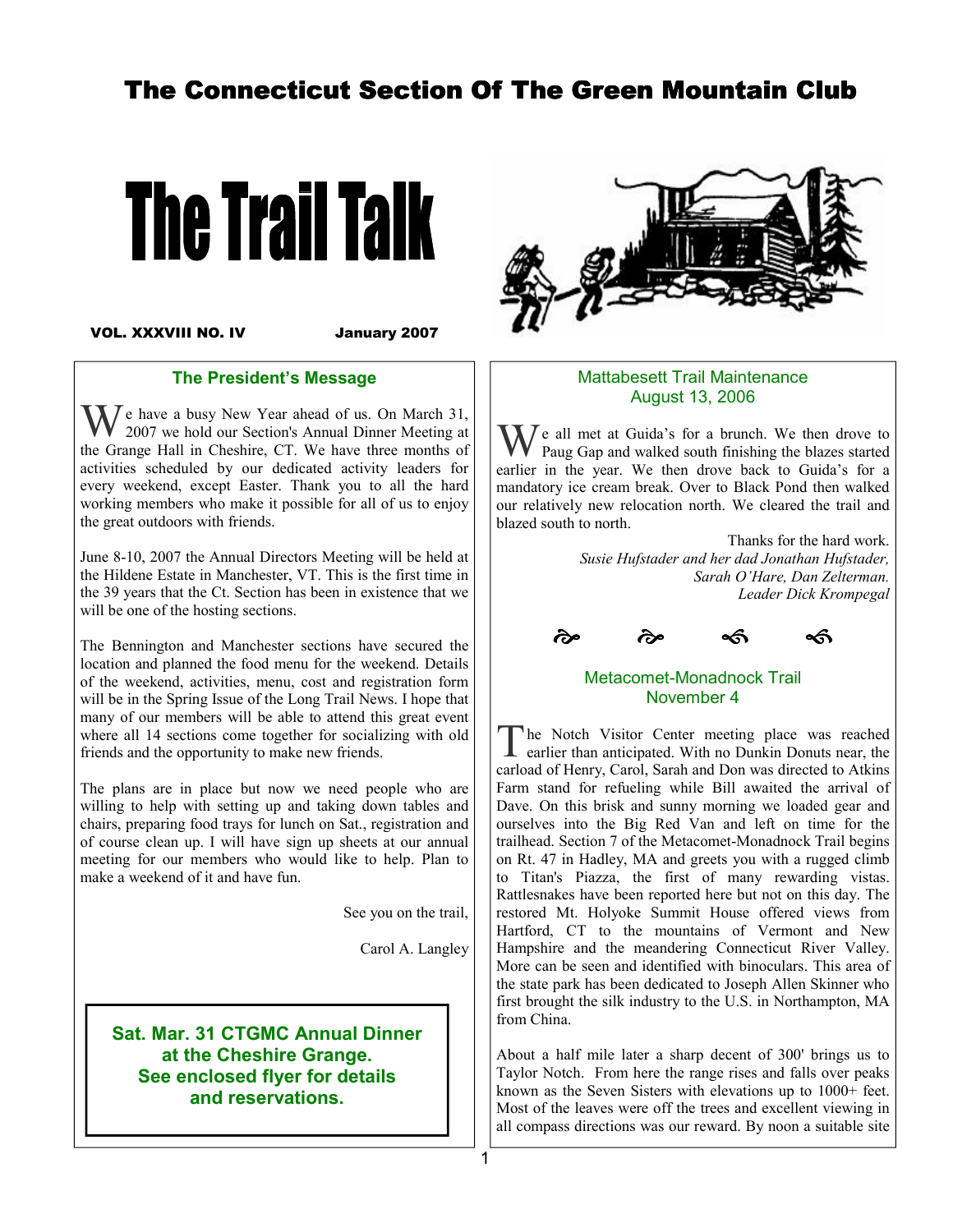# The Connecticut Section Of The Green Mountain Club

# The Trail Talk

**VOL. XXXVIII NO. IV** **January 2007**

## The President's Message

We have a busy New Year ahead of us. On March 31, 2007 we hold our Section's Annual Dinner Meeting at the Grange Hall in Cheshire, CT. We have three months of activities scheduled by our dedicated activity leaders for every weekend, except Easter. Thank you to all the hard working members who make it possible for all of us to enjoy the great outdoors with friends.

June 8-10, 2007 the Annual Directors Meeting will be held at the Hildene Estate in Manchester, VT. This is the first time in the 39 years that the Ct. Section has been in existence that we will be one of the hosting sections.

The Bennington and Manchester sections have secured the location and planned the food menu for the weekend. Details of the weekend, activities, menu, cost and registration form will be in the Spring Issue of the Long Trail News. I hope that many of our members will be able to attend this great event where all 14 sections come together for socializing with old friends and the opportunity to make new friends.

The plans are in place but now we need people who are willing to help with setting up and taking down tables and chairs, preparing food trays for lunch on Sat., registration and of course clean up. I will have sign up sheets at our annual meeting for our members who would like to help. Plan to make a weekend of it and have fun.

See you on the trail,

Carol A. Langley

**Sat. Mar. 31 CTGMC Annual Dinner at the Cheshire Grange. See enclosed flyer for details and reservations.**

## Mattabesett Trail Maintenance August 13, 2006

We all met at Guida's for a brunch. We then drove to Paug Gap and walked south finishing the blazes started earlier in the year. We then drove back to Guida's for a mandatory ice cream break. Over to Black Pond then walked our relatively new relocation north. We cleared the trail and blazed south to north.

Thanks for the hard work.
*Susie Hufstader and her dad Jonathan Hufstader, Sarah O'Hare, Dan Zelterman.*
*Leader Dick Krompegal*

## Metacomet-Monadnock Trail November 4

The Notch Visitor Center meeting place was reached earlier than anticipated. With no Dunkin Donuts near, the carload of Henry, Carol, Sarah and Don was directed to Atkins Farm stand for refueling while Bill awaited the arrival of Dave. On this brisk and sunny morning we loaded gear and ourselves into the Big Red Van and left on time for the trailhead. Section 7 of the Metacomet-Monadnock Trail begins on Rt. 47 in Hadley, MA and greets you with a rugged climb to Titan's Piazza, the first of many rewarding vistas. Rattlesnakes have been reported here but not on this day. The restored Mt. Holyoke Summit House offered views from Hartford, CT to the mountains of Vermont and New Hampshire and the meandering Connecticut River Valley. More can be seen and identified with binoculars. This area of the state park has been dedicated to Joseph Allen Skinner who first brought the silk industry to the U.S. in Northampton, MA from China.

About a half mile later a sharp decent of 300' brings us to Taylor Notch. From here the range rises and falls over peaks known as the Seven Sisters with elevations up to 1000+ feet. Most of the leaves were off the trees and excellent viewing in all compass directions was our reward. By noon a suitable site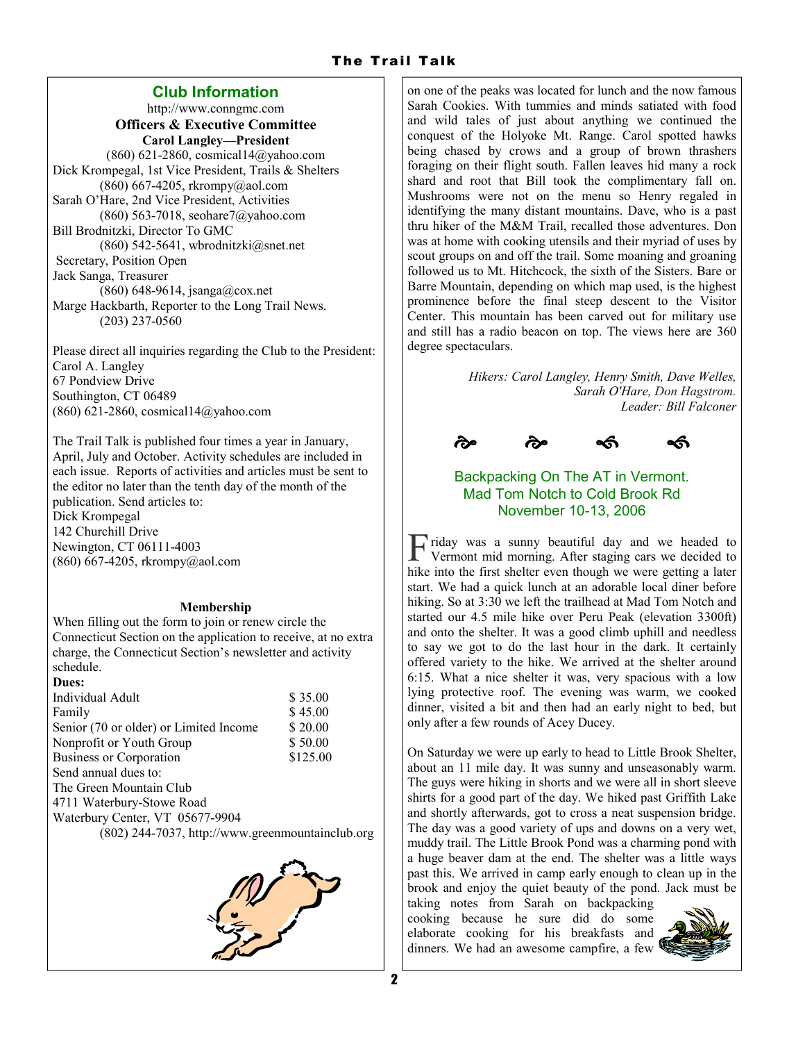## Club Information

http://www.conngmc.com

**Officers & Executive Committee**

**Carol Langley—President**
(860) 621-2860, cosmical14@yahoo.com

Dick Krompegal, 1st Vice President, Trails & Shelters
(860) 667-4205, rkrompy@aol.com

Sarah O'Hare, 2nd Vice President, Activities
(860) 563-7018, seohare7@yahoo.com

Bill Brodnitzki, Director To GMC
(860) 542-5641, wbrodnitzki@snet.net

Secretary, Position Open

Jack Sanga, Treasurer
(860) 648-9614, jsanga@cox.net

Marge Hackbarth, Reporter to the Long Trail News.
(203) 237-0560

Please direct all inquiries regarding the Club to the President:
Carol A. Langley
67 Pondview Drive
Southington, CT 06489
(860) 621-2860, cosmical14@yahoo.com

The Trail Talk is published four times a year in January, April, July and October. Activity schedules are included in each issue. Reports of activities and articles must be sent to the editor no later than the tenth day of the month of the publication. Send articles to:
Dick Krompegal
142 Churchill Drive
Newington, CT 06111-4003
(860) 667-4205, rkrompy@aol.com

**Membership**

When filling out the form to join or renew circle the Connecticut Section on the application to receive, at no extra charge, the Connecticut Section's newsletter and activity schedule.

**Dues:**

| | |
|---|---|
| Individual Adult | $ 35.00 |
| Family | $ 45.00 |
| Senior (70 or older) or Limited Income | $ 20.00 |
| Nonprofit or Youth Group | $ 50.00 |
| Business or Corporation | $125.00 |

Send annual dues to:
The Green Mountain Club
4711 Waterbury-Stowe Road
Waterbury Center, VT 05677-9904
(802) 244-7037, http://www.greenmountainclub.org

on one of the peaks was located for lunch and the now famous Sarah Cookies. With tummies and minds satiated with food and wild tales of just about anything we continued the conquest of the Holyoke Mt. Range. Carol spotted hawks being chased by crows and a group of brown thrashers foraging on their flight south. Fallen leaves hid many a rock shard and root that Bill took the complimentary fall on. Mushrooms were not on the menu so Henry regaled in identifying the many distant mountains. Dave, who is a past thru hiker of the M&M Trail, recalled those adventures. Don was at home with cooking utensils and their myriad of uses by scout groups on and off the trail. Some moaning and groaning followed us to Mt. Hitchcock, the sixth of the Sisters. Bare or Barre Mountain, depending on which map used, is the highest prominence before the final steep descent to the Visitor Center. This mountain has been carved out for military use and still has a radio beacon on top. The views here are 360 degree spectaculars.

*Hikers: Carol Langley, Henry Smith, Dave Welles, Sarah O'Hare, Don Hagstrom.*
*Leader: Bill Falconer*

## Backpacking On The AT in Vermont. Mad Tom Notch to Cold Brook Rd November 10-13, 2006

Friday was a sunny beautiful day and we headed to Vermont mid morning. After staging cars we decided to hike into the first shelter even though we were getting a later start. We had a quick lunch at an adorable local diner before hiking. So at 3:30 we left the trailhead at Mad Tom Notch and started our 4.5 mile hike over Peru Peak (elevation 3300ft) and onto the shelter. It was a good climb uphill and needless to say we got to do the last hour in the dark. It certainly offered variety to the hike. We arrived at the shelter around 6:15. What a nice shelter it was, very spacious with a low lying protective roof. The evening was warm, we cooked dinner, visited a bit and then had an early night to bed, but only after a few rounds of Acey Ducey.

On Saturday we were up early to head to Little Brook Shelter, about an 11 mile day. It was sunny and unseasonably warm. The guys were hiking in shorts and we were all in short sleeve shirts for a good part of the day. We hiked past Griffith Lake and shortly afterwards, got to cross a neat suspension bridge. The day was a good variety of ups and downs on a very wet, muddy trail. The Little Brook Pond was a charming pond with a huge beaver dam at the end. The shelter was a little ways past this. We arrived in camp early enough to clean up in the brook and enjoy the quiet beauty of the pond. Jack must be taking notes from Sarah on backpacking cooking because he sure did do some elaborate cooking for his breakfasts and dinners. We had an awesome campfire, a few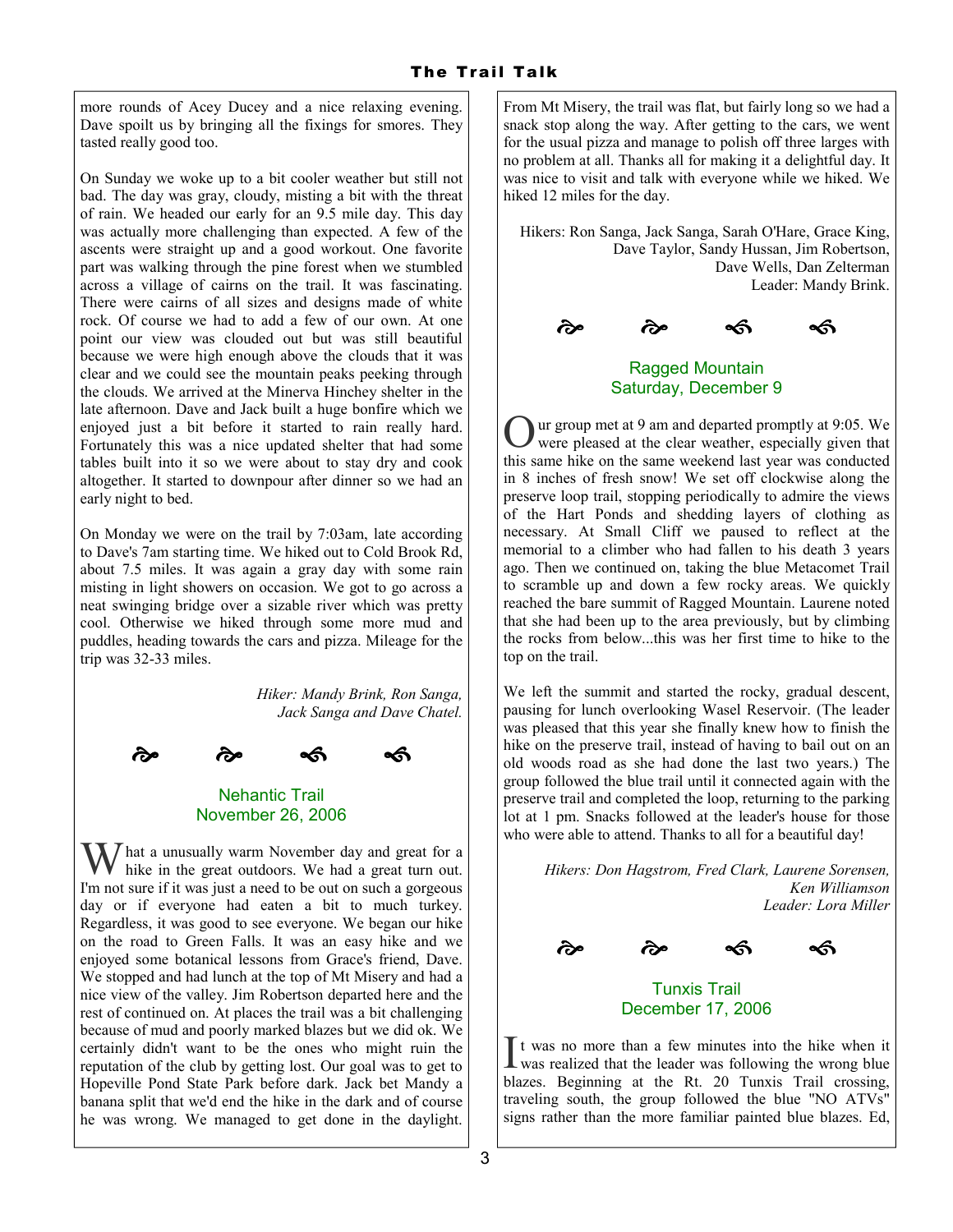more rounds of Acey Ducey and a nice relaxing evening. Dave spoilt us by bringing all the fixings for smores. They tasted really good too.

On Sunday we woke up to a bit cooler weather but still not bad. The day was gray, cloudy, misting a bit with the threat of rain. We headed our early for an 9.5 mile day. This day was actually more challenging than expected. A few of the ascents were straight up and a good workout. One favorite part was walking through the pine forest when we stumbled across a village of cairns on the trail. It was fascinating. There were cairns of all sizes and designs made of white rock. Of course we had to add a few of our own. At one point our view was clouded out but was still beautiful because we were high enough above the clouds that it was clear and we could see the mountain peaks peeking through the clouds. We arrived at the Minerva Hinchey shelter in the late afternoon. Dave and Jack built a huge bonfire which we enjoyed just a bit before it started to rain really hard. Fortunately this was a nice updated shelter that had some tables built into it so we were about to stay dry and cook altogether. It started to downpour after dinner so we had an early night to bed.

On Monday we were on the trail by 7:03am, late according to Dave's 7am starting time. We hiked out to Cold Brook Rd, about 7.5 miles. It was again a gray day with some rain misting in light showers on occasion. We got to go across a neat swinging bridge over a sizable river which was pretty cool. Otherwise we hiked through some more mud and puddles, heading towards the cars and pizza. Mileage for the trip was 32-33 miles.

*Hiker: Mandy Brink, Ron Sanga, Jack Sanga and Dave Chatel.*

## Nehantic Trail
## November 26, 2006

What a unusually warm November day and great for a hike in the great outdoors. We had a great turn out. I'm not sure if it was just a need to be out on such a gorgeous day or if everyone had eaten a bit to much turkey. Regardless, it was good to see everyone. We began our hike on the road to Green Falls. It was an easy hike and we enjoyed some botanical lessons from Grace's friend, Dave. We stopped and had lunch at the top of Mt Misery and had a nice view of the valley. Jim Robertson departed here and the rest of continued on. At places the trail was a bit challenging because of mud and poorly marked blazes but we did ok. We certainly didn't want to be the ones who might ruin the reputation of the club by getting lost. Our goal was to get to Hopeville Pond State Park before dark. Jack bet Mandy a banana split that we'd end the hike in the dark and of course he was wrong. We managed to get done in the daylight. From Mt Misery, the trail was flat, but fairly long so we had a snack stop along the way. After getting to the cars, we went for the usual pizza and manage to polish off three larges with no problem at all. Thanks all for making it a delightful day. It was nice to visit and talk with everyone while we hiked. We hiked 12 miles for the day.

Hikers: Ron Sanga, Jack Sanga, Sarah O'Hare, Grace King, Dave Taylor, Sandy Hussan, Jim Robertson, Dave Wells, Dan Zelterman
Leader: Mandy Brink.

## Ragged Mountain
## Saturday, December 9

Our group met at 9 am and departed promptly at 9:05. We were pleased at the clear weather, especially given that this same hike on the same weekend last year was conducted in 8 inches of fresh snow! We set off clockwise along the preserve loop trail, stopping periodically to admire the views of the Hart Ponds and shedding layers of clothing as necessary. At Small Cliff we paused to reflect at the memorial to a climber who had fallen to his death 3 years ago. Then we continued on, taking the blue Metacomet Trail to scramble up and down a few rocky areas. We quickly reached the bare summit of Ragged Mountain. Laurene noted that she had been up to the area previously, but by climbing the rocks from below...this was her first time to hike to the top on the trail.

We left the summit and started the rocky, gradual descent, pausing for lunch overlooking Wasel Reservoir. (The leader was pleased that this year she finally knew how to finish the hike on the preserve trail, instead of having to bail out on an old woods road as she had done the last two years.) The group followed the blue trail until it connected again with the preserve trail and completed the loop, returning to the parking lot at 1 pm. Snacks followed at the leader's house for those who were able to attend. Thanks to all for a beautiful day!

*Hikers: Don Hagstrom, Fred Clark, Laurene Sorensen, Ken Williamson*
*Leader: Lora Miller*

## Tunxis Trail
## December 17, 2006

It was no more than a few minutes into the hike when it was realized that the leader was following the wrong blue blazes. Beginning at the Rt. 20 Tunxis Trail crossing, traveling south, the group followed the blue "NO ATVs" signs rather than the more familiar painted blue blazes. Ed,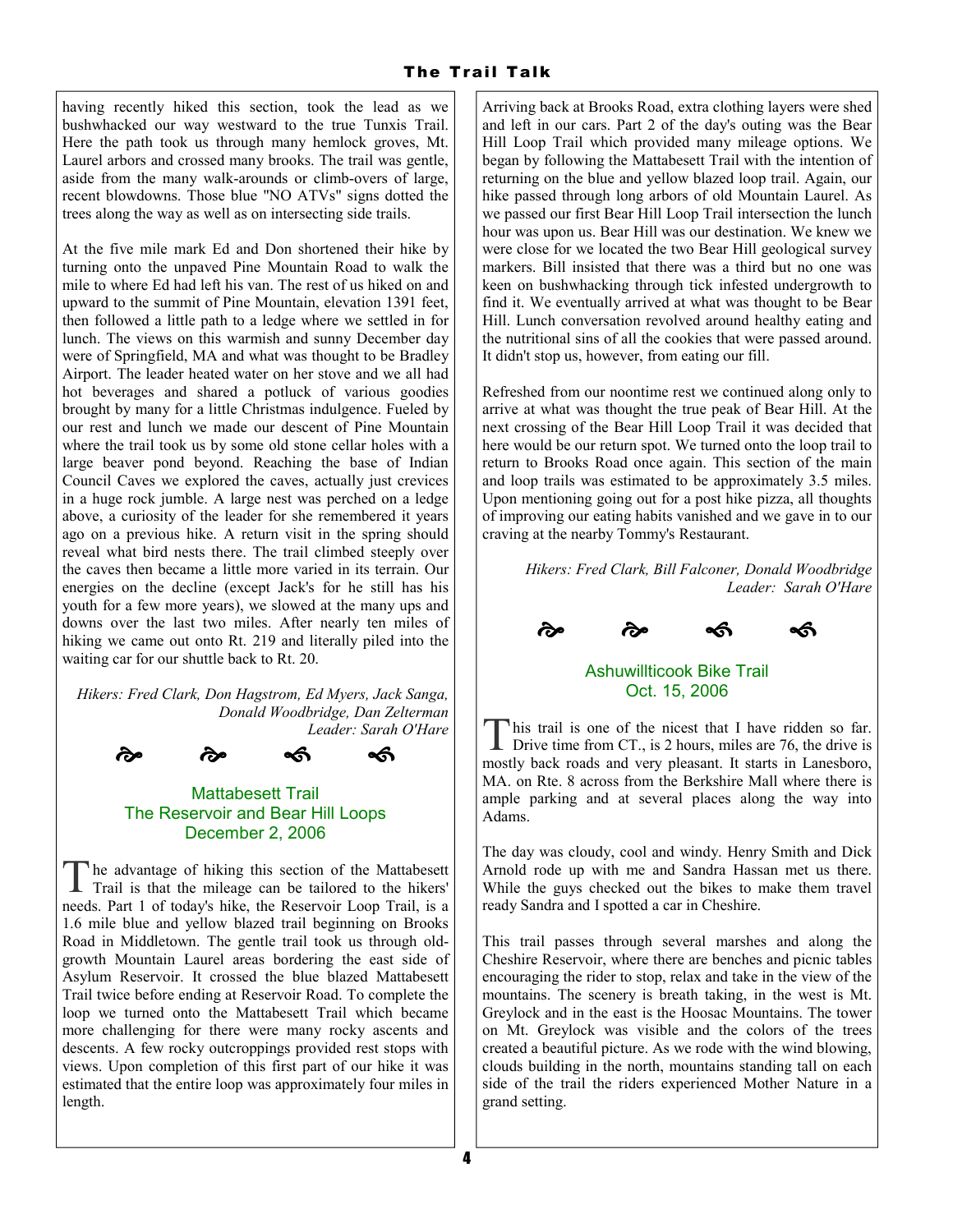having recently hiked this section, took the lead as we bushwhacked our way westward to the true Tunxis Trail. Here the path took us through many hemlock groves, Mt. Laurel arbors and crossed many brooks. The trail was gentle, aside from the many walk-arounds or climb-overs of large, recent blowdowns. Those blue "NO ATVs" signs dotted the trees along the way as well as on intersecting side trails.

At the five mile mark Ed and Don shortened their hike by turning onto the unpaved Pine Mountain Road to walk the mile to where Ed had left his van. The rest of us hiked on and upward to the summit of Pine Mountain, elevation 1391 feet, then followed a little path to a ledge where we settled in for lunch. The views on this warmish and sunny December day were of Springfield, MA and what was thought to be Bradley Airport. The leader heated water on her stove and we all had hot beverages and shared a potluck of various goodies brought by many for a little Christmas indulgence. Fueled by our rest and lunch we made our descent of Pine Mountain where the trail took us by some old stone cellar holes with a large beaver pond beyond. Reaching the base of Indian Council Caves we explored the caves, actually just crevices in a huge rock jumble. A large nest was perched on a ledge above, a curiosity of the leader for she remembered it years ago on a previous hike. A return visit in the spring should reveal what bird nests there. The trail climbed steeply over the caves then became a little more varied in its terrain. Our energies on the decline (except Jack's for he still has his youth for a few more years), we slowed at the many ups and downs over the last two miles. After nearly ten miles of hiking we came out onto Rt. 219 and literally piled into the waiting car for our shuttle back to Rt. 20.

*Hikers: Fred Clark, Don Hagstrom, Ed Myers, Jack Sanga, Donald Woodbridge, Dan Zelterman*
*Leader: Sarah O'Hare*

## Mattabesett Trail
## The Reservoir and Bear Hill Loops
## December 2, 2006

The advantage of hiking this section of the Mattabesett Trail is that the mileage can be tailored to the hikers' needs. Part 1 of today's hike, the Reservoir Loop Trail, is a 1.6 mile blue and yellow blazed trail beginning on Brooks Road in Middletown. The gentle trail took us through old-growth Mountain Laurel areas bordering the east side of Asylum Reservoir. It crossed the blue blazed Mattabesett Trail twice before ending at Reservoir Road. To complete the loop we turned onto the Mattabesett Trail which became more challenging for there were many rocky ascents and descents. A few rocky outcroppings provided rest stops with views. Upon completion of this first part of our hike it was estimated that the entire loop was approximately four miles in length.

Arriving back at Brooks Road, extra clothing layers were shed and left in our cars. Part 2 of the day's outing was the Bear Hill Loop Trail which provided many mileage options. We began by following the Mattabesett Trail with the intention of returning on the blue and yellow blazed loop trail. Again, our hike passed through long arbors of old Mountain Laurel. As we passed our first Bear Hill Loop Trail intersection the lunch hour was upon us. Bear Hill was our destination. We knew we were close for we located the two Bear Hill geological survey markers. Bill insisted that there was a third but no one was keen on bushwhacking through tick infested undergrowth to find it. We eventually arrived at what was thought to be Bear Hill. Lunch conversation revolved around healthy eating and the nutritional sins of all the cookies that were passed around. It didn't stop us, however, from eating our fill.

Refreshed from our noontime rest we continued along only to arrive at what was thought the true peak of Bear Hill. At the next crossing of the Bear Hill Loop Trail it was decided that here would be our return spot. We turned onto the loop trail to return to Brooks Road once again. This section of the main and loop trails was estimated to be approximately 3.5 miles. Upon mentioning going out for a post hike pizza, all thoughts of improving our eating habits vanished and we gave in to our craving at the nearby Tommy's Restaurant.

*Hikers: Fred Clark, Bill Falconer, Donald Woodbridge*
*Leader: Sarah O'Hare*

## Ashuwillticook Bike Trail
## Oct. 15, 2006

This trail is one of the nicest that I have ridden so far. Drive time from CT., is 2 hours, miles are 76, the drive is mostly back roads and very pleasant. It starts in Lanesboro, MA. on Rte. 8 across from the Berkshire Mall where there is ample parking and at several places along the way into Adams.

The day was cloudy, cool and windy. Henry Smith and Dick Arnold rode up with me and Sandra Hassan met us there. While the guys checked out the bikes to make them travel ready Sandra and I spotted a car in Cheshire.

This trail passes through several marshes and along the Cheshire Reservoir, where there are benches and picnic tables encouraging the rider to stop, relax and take in the view of the mountains. The scenery is breath taking, in the west is Mt. Greylock and in the east is the Hoosac Mountains. The tower on Mt. Greylock was visible and the colors of the trees created a beautiful picture. As we rode with the wind blowing, clouds building in the north, mountains standing tall on each side of the trail the riders experienced Mother Nature in a grand setting.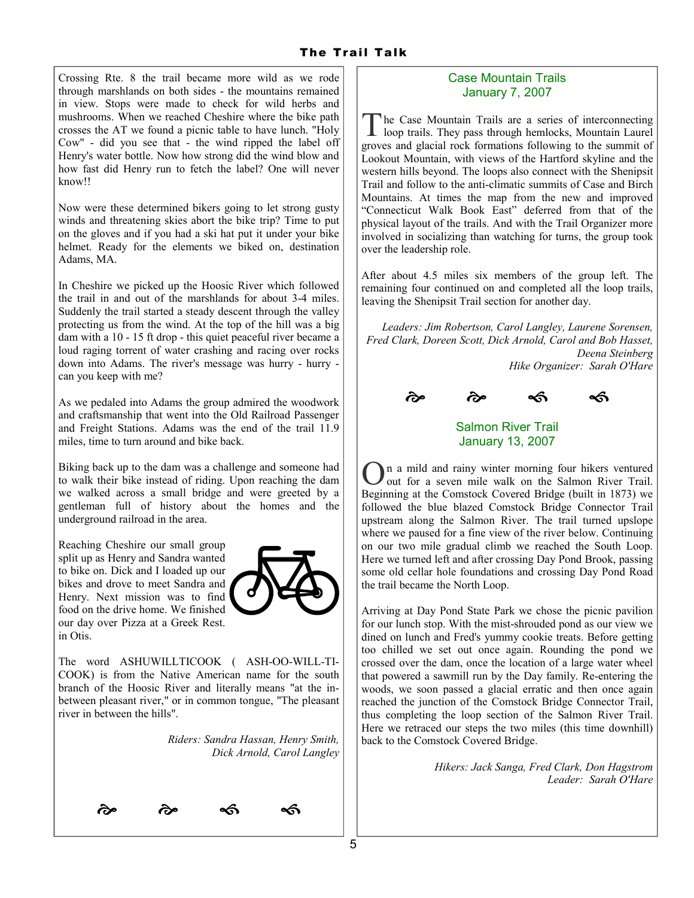Crossing Rte. 8 the trail became more wild as we rode through marshlands on both sides - the mountains remained in view. Stops were made to check for wild herbs and mushrooms. When we reached Cheshire where the bike path crosses the AT we found a picnic table to have lunch. "Holy Cow" - did you see that - the wind ripped the label off Henry's water bottle. Now how strong did the wind blow and how fast did Henry run to fetch the label? One will never know!!

Now were these determined bikers going to let strong gusty winds and threatening skies abort the bike trip? Time to put on the gloves and if you had a ski hat put it under your bike helmet. Ready for the elements we biked on, destination Adams, MA.

In Cheshire we picked up the Hoosic River which followed the trail in and out of the marshlands for about 3-4 miles. Suddenly the trail started a steady descent through the valley protecting us from the wind. At the top of the hill was a big dam with a 10 - 15 ft drop - this quiet peaceful river became a loud raging torrent of water crashing and racing over rocks down into Adams. The river's message was hurry - hurry - can you keep with me?

As we pedaled into Adams the group admired the woodwork and craftsmanship that went into the Old Railroad Passenger and Freight Stations. Adams was the end of the trail 11.9 miles, time to turn around and bike back.

Biking back up to the dam was a challenge and someone had to walk their bike instead of riding. Upon reaching the dam we walked across a small bridge and were greeted by a gentleman full of history about the homes and the underground railroad in the area.

Reaching Cheshire our small group split up as Henry and Sandra wanted to bike on. Dick and I loaded up our bikes and drove to meet Sandra and Henry. Next mission was to find food on the drive home. We finished our day over Pizza at a Greek Rest. in Otis.

The word ASHUWILLTICOOK ( ASH-OO-WILL-TI-COOK) is from the Native American name for the south branch of the Hoosic River and literally means "at the in-between pleasant river," or in common tongue, "The pleasant river in between the hills".

*Riders: Sandra Hassan, Henry Smith, Dick Arnold, Carol Langley*

## Case Mountain Trails
### January 7, 2007

The Case Mountain Trails are a series of interconnecting loop trails. They pass through hemlocks, Mountain Laurel groves and glacial rock formations following to the summit of Lookout Mountain, with views of the Hartford skyline and the western hills beyond. The loops also connect with the Shenipsit Trail and follow to the anti-climatic summits of Case and Birch Mountains. At times the map from the new and improved "Connecticut Walk Book East" deferred from that of the physical layout of the trails. And with the Trail Organizer more involved in socializing than watching for turns, the group took over the leadership role.

After about 4.5 miles six members of the group left. The remaining four continued on and completed all the loop trails, leaving the Shenipsit Trail section for another day.

*Leaders: Jim Robertson, Carol Langley, Laurene Sorensen, Fred Clark, Doreen Scott, Dick Arnold, Carol and Bob Hasset, Deena Steinberg*
*Hike Organizer: Sarah O'Hare*

## Salmon River Trail
### January 13, 2007

On a mild and rainy winter morning four hikers ventured out for a seven mile walk on the Salmon River Trail. Beginning at the Comstock Covered Bridge (built in 1873) we followed the blue blazed Comstock Bridge Connector Trail upstream along the Salmon River. The trail turned upslope where we paused for a fine view of the river below. Continuing on our two mile gradual climb we reached the South Loop. Here we turned left and after crossing Day Pond Brook, passing some old cellar hole foundations and crossing Day Pond Road the trail became the North Loop.

Arriving at Day Pond State Park we chose the picnic pavilion for our lunch stop. With the mist-shrouded pond as our view we dined on lunch and Fred's yummy cookie treats. Before getting too chilled we set out once again. Rounding the pond we crossed over the dam, once the location of a large water wheel that powered a sawmill run by the Day family. Re-entering the woods, we soon passed a glacial erratic and then once again reached the junction of the Comstock Bridge Connector Trail, thus completing the loop section of the Salmon River Trail. Here we retraced our steps the two miles (this time downhill) back to the Comstock Covered Bridge.

*Hikers: Jack Sanga, Fred Clark, Don Hagstrom*
*Leader: Sarah O'Hare*